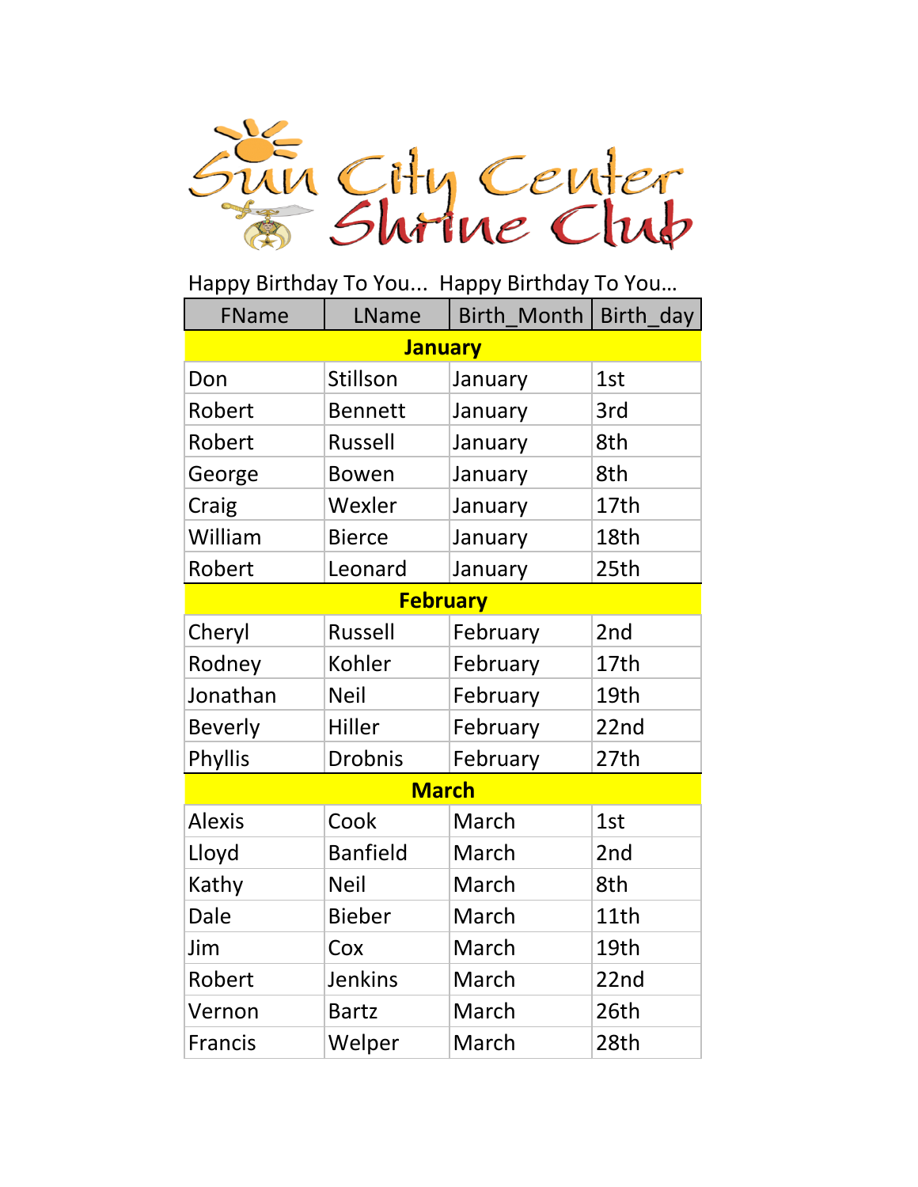# Sun City Center Shrine Club

Happy Birthday To You... Happy Birthday To You...

| FName | LName | Birth_Month | Birth_day |
|---|---|---|---|
| **January** | | | |
| Don | Stillson | January | 1st |
| Robert | Bennett | January | 3rd |
| Robert | Russell | January | 8th |
| George | Bowen | January | 8th |
| Craig | Wexler | January | 17th |
| William | Bierce | January | 18th |
| Robert | Leonard | January | 25th |
| **February** | | | |
| Cheryl | Russell | February | 2nd |
| Rodney | Kohler | February | 17th |
| Jonathan | Neil | February | 19th |
| Beverly | Hiller | February | 22nd |
| Phyllis | Drobnis | February | 27th |
| **March** | | | |
| Alexis | Cook | March | 1st |
| Lloyd | Banfield | March | 2nd |
| Kathy | Neil | March | 8th |
| Dale | Bieber | March | 11th |
| Jim | Cox | March | 19th |
| Robert | Jenkins | March | 22nd |
| Vernon | Bartz | March | 26th |
| Francis | Welper | March | 28th |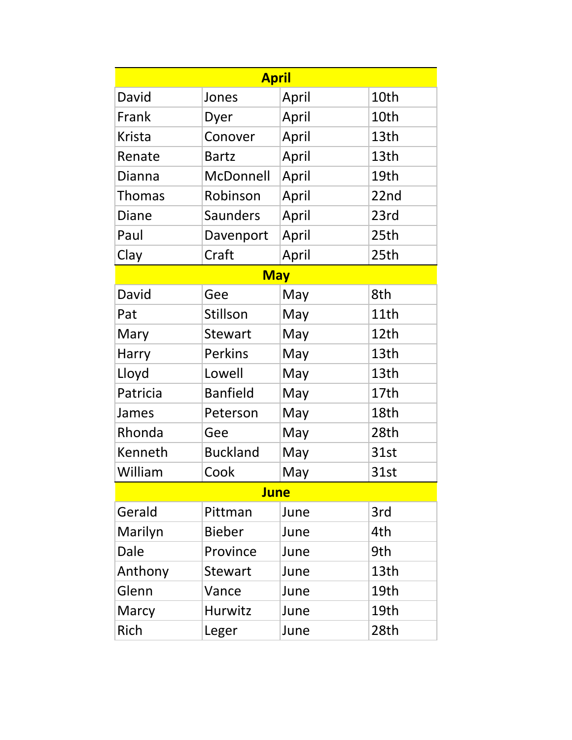| April | | | |
|---|---|---|---|
| David | Jones | April | 10th |
| Frank | Dyer | April | 10th |
| Krista | Conover | April | 13th |
| Renate | Bartz | April | 13th |
| Dianna | McDonnell | April | 19th |
| Thomas | Robinson | April | 22nd |
| Diane | Saunders | April | 23rd |
| Paul | Davenport | April | 25th |
| Clay | Craft | April | 25th |
| **May** | | | |
| David | Gee | May | 8th |
| Pat | Stillson | May | 11th |
| Mary | Stewart | May | 12th |
| Harry | Perkins | May | 13th |
| Lloyd | Lowell | May | 13th |
| Patricia | Banfield | May | 17th |
| James | Peterson | May | 18th |
| Rhonda | Gee | May | 28th |
| Kenneth | Buckland | May | 31st |
| William | Cook | May | 31st |
| **June** | | | |
| Gerald | Pittman | June | 3rd |
| Marilyn | Bieber | June | 4th |
| Dale | Province | June | 9th |
| Anthony | Stewart | June | 13th |
| Glenn | Vance | June | 19th |
| Marcy | Hurwitz | June | 19th |
| Rich | Leger | June | 28th |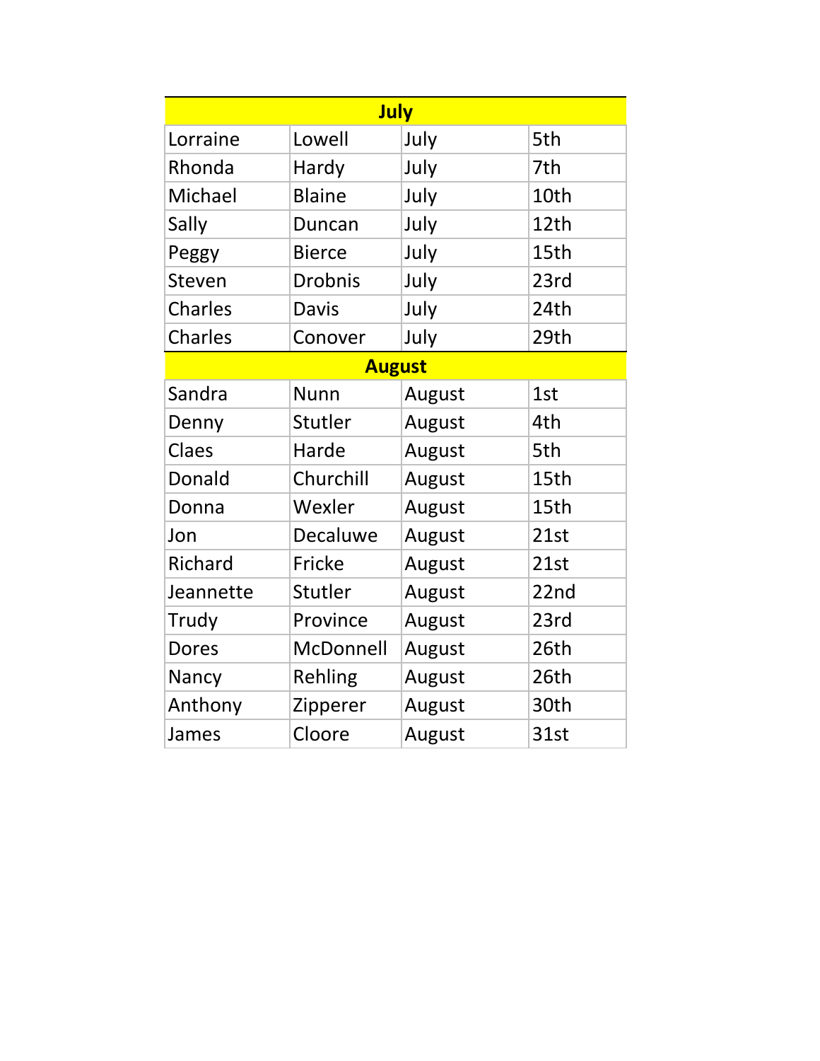| July | | | |
|---|---|---|---|
| Lorraine | Lowell | July | 5th |
| Rhonda | Hardy | July | 7th |
| Michael | Blaine | July | 10th |
| Sally | Duncan | July | 12th |
| Peggy | Bierce | July | 15th |
| Steven | Drobnis | July | 23rd |
| Charles | Davis | July | 24th |
| Charles | Conover | July | 29th |
| **August** | | | |
| Sandra | Nunn | August | 1st |
| Denny | Stutler | August | 4th |
| Claes | Harde | August | 5th |
| Donald | Churchill | August | 15th |
| Donna | Wexler | August | 15th |
| Jon | Decaluwe | August | 21st |
| Richard | Fricke | August | 21st |
| Jeannette | Stutler | August | 22nd |
| Trudy | Province | August | 23rd |
| Dores | McDonnell | August | 26th |
| Nancy | Rehling | August | 26th |
| Anthony | Zipperer | August | 30th |
| James | Cloore | August | 31st |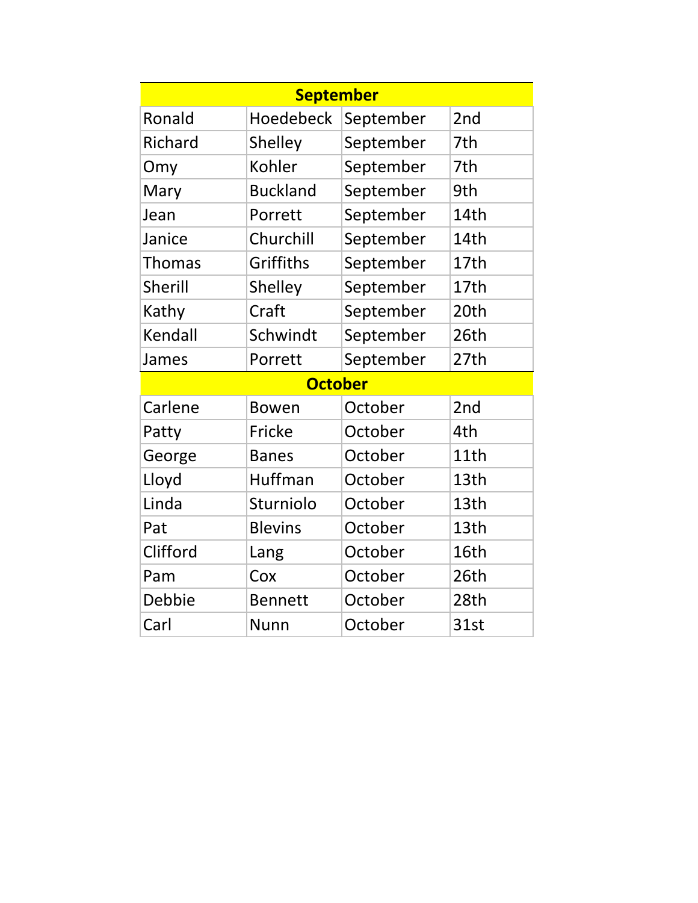| September | | | |
|---|---|---|---|
| Ronald | Hoedebeck | September | 2nd |
| Richard | Shelley | September | 7th |
| Omy | Kohler | September | 7th |
| Mary | Buckland | September | 9th |
| Jean | Porrett | September | 14th |
| Janice | Churchill | September | 14th |
| Thomas | Griffiths | September | 17th |
| Sherill | Shelley | September | 17th |
| Kathy | Craft | September | 20th |
| Kendall | Schwindt | September | 26th |
| James | Porrett | September | 27th |
| **October** | | | |
| Carlene | Bowen | October | 2nd |
| Patty | Fricke | October | 4th |
| George | Banes | October | 11th |
| Lloyd | Huffman | October | 13th |
| Linda | Sturniolo | October | 13th |
| Pat | Blevins | October | 13th |
| Clifford | Lang | October | 16th |
| Pam | Cox | October | 26th |
| Debbie | Bennett | October | 28th |
| Carl | Nunn | October | 31st |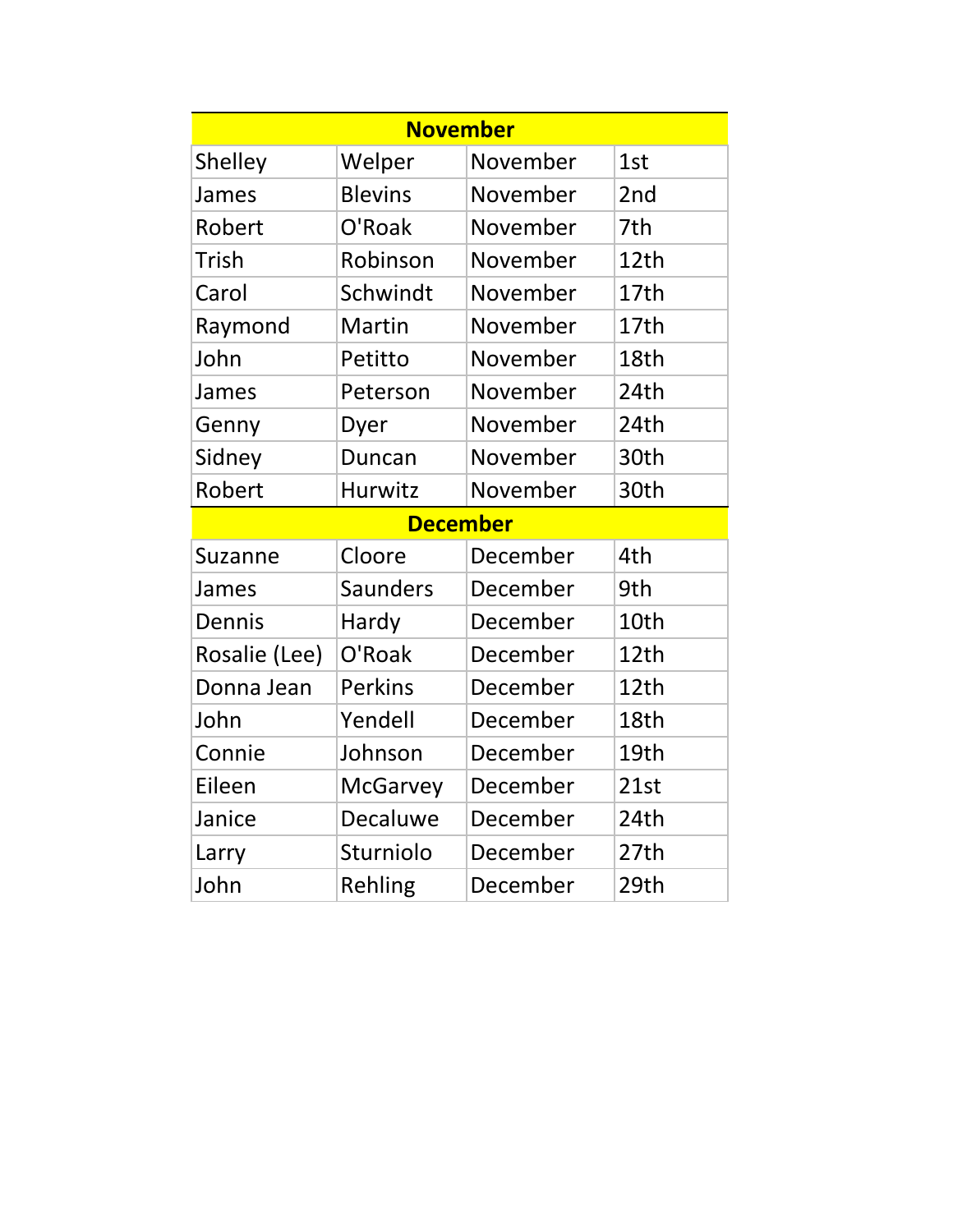| | | | |
|---|---|---|---|
| **November** | | | |
| Shelley | Welper | November | 1st |
| James | Blevins | November | 2nd |
| Robert | O'Roak | November | 7th |
| Trish | Robinson | November | 12th |
| Carol | Schwindt | November | 17th |
| Raymond | Martin | November | 17th |
| John | Petitto | November | 18th |
| James | Peterson | November | 24th |
| Genny | Dyer | November | 24th |
| Sidney | Duncan | November | 30th |
| Robert | Hurwitz | November | 30th |
| **December** | | | |
| Suzanne | Cloore | December | 4th |
| James | Saunders | December | 9th |
| Dennis | Hardy | December | 10th |
| Rosalie (Lee) | O'Roak | December | 12th |
| Donna Jean | Perkins | December | 12th |
| John | Yendell | December | 18th |
| Connie | Johnson | December | 19th |
| Eileen | McGarvey | December | 21st |
| Janice | Decaluwe | December | 24th |
| Larry | Sturniolo | December | 27th |
| John | Rehling | December | 29th |